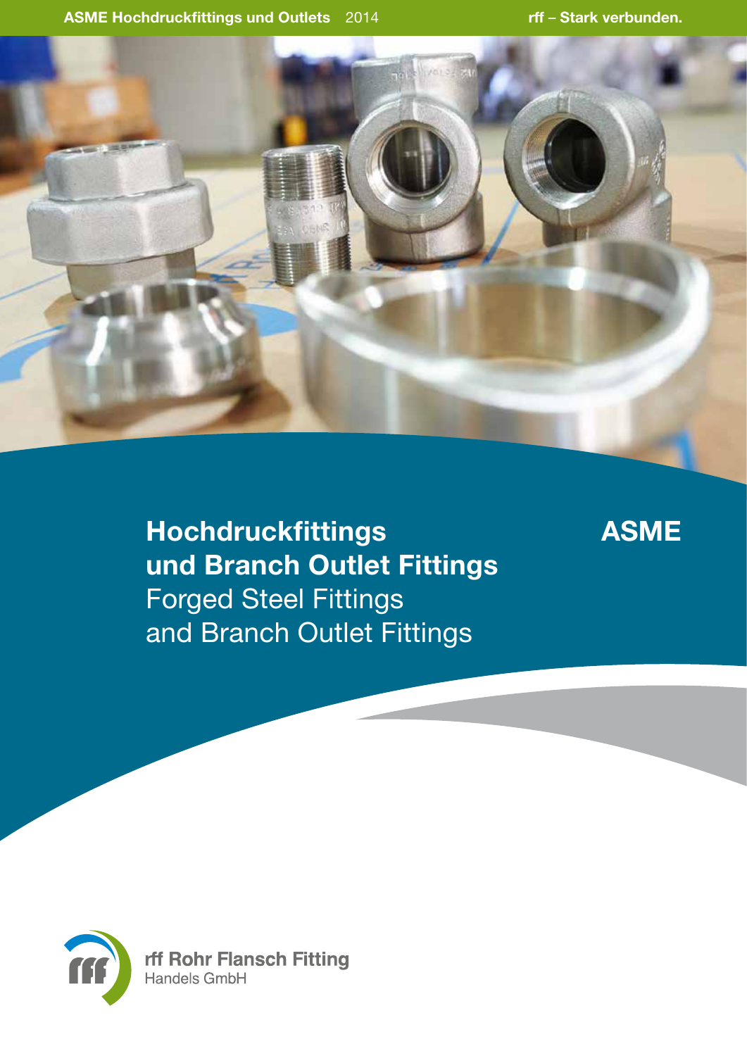# Hochdruckfittings und Branch Outlet Fittings

## Forged Steel Fittings and Branch Outlet Fittings

**ASME**

rff Rohr Flansch Fitting
Handels GmbH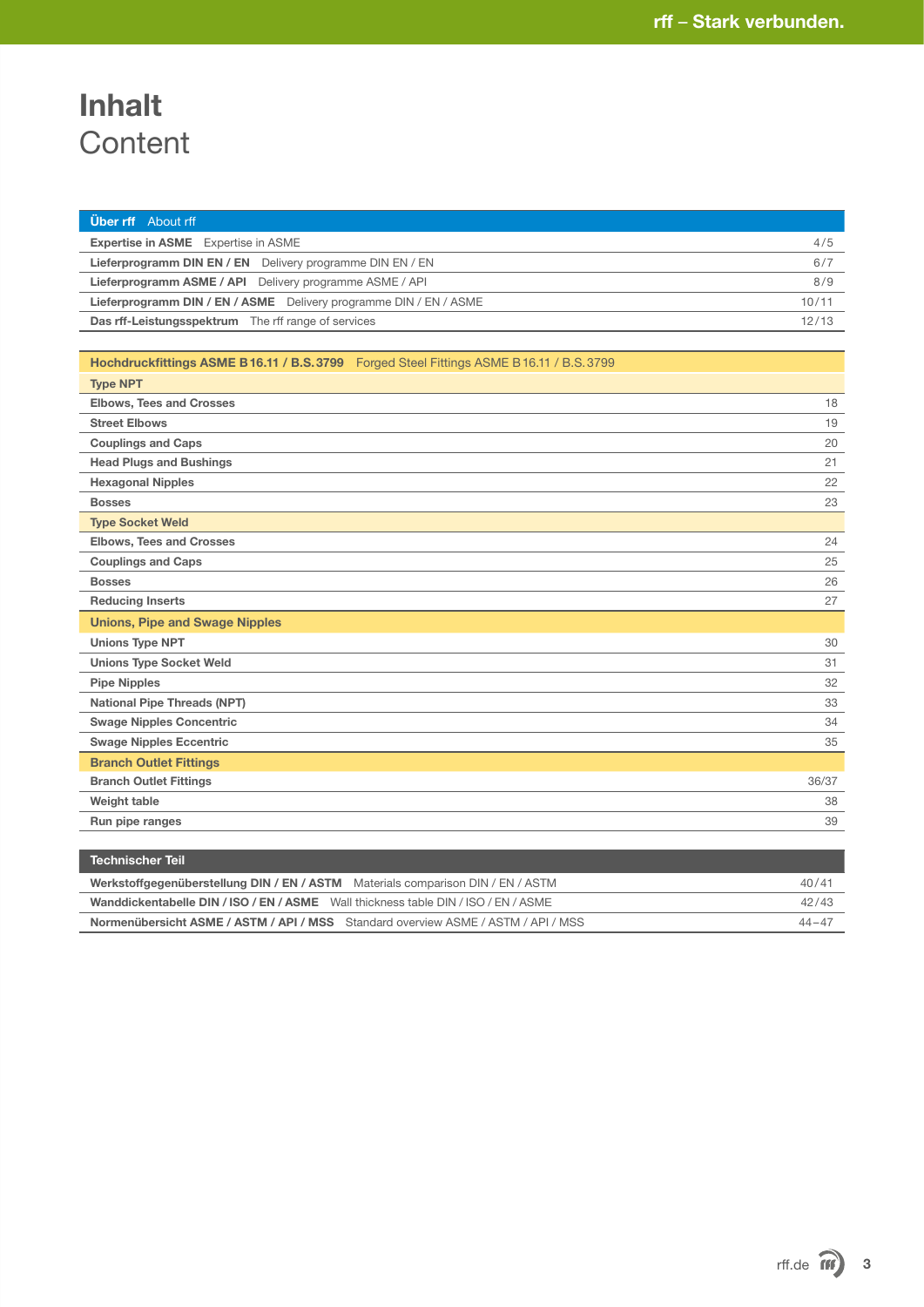# Inhalt
## Content

| **Über rff** About rff | |
|---|---|
| **Expertise in ASME** Expertise in ASME | 4/5 |
| **Lieferprogramm DIN EN / EN** Delivery programme DIN EN / EN | 6/7 |
| **Lieferprogramm ASME / API** Delivery programme ASME / API | 8/9 |
| **Lieferprogramm DIN / EN / ASME** Delivery programme DIN / EN / ASME | 10/11 |
| **Das rff-Leistungsspektrum** The rff range of services | 12/13 |

| **Hochdruckfittings ASME B 16.11 / B.S. 3799** Forged Steel Fittings ASME B 16.11 / B.S. 3799 | |
|---|---|
| **Type NPT** | |
| **Elbows, Tees and Crosses** | 18 |
| **Street Elbows** | 19 |
| **Couplings and Caps** | 20 |
| **Head Plugs and Bushings** | 21 |
| **Hexagonal Nipples** | 22 |
| **Bosses** | 23 |
| **Type Socket Weld** | |
| **Elbows, Tees and Crosses** | 24 |
| **Couplings and Caps** | 25 |
| **Bosses** | 26 |
| **Reducing Inserts** | 27 |
| **Unions, Pipe and Swage Nipples** | |
| **Unions Type NPT** | 30 |
| **Unions Type Socket Weld** | 31 |
| **Pipe Nipples** | 32 |
| **National Pipe Threads (NPT)** | 33 |
| **Swage Nipples Concentric** | 34 |
| **Swage Nipples Eccentric** | 35 |
| **Branch Outlet Fittings** | |
| **Branch Outlet Fittings** | 36/37 |
| **Weight table** | 38 |
| **Run pipe ranges** | 39 |

| **Technischer Teil** | |
|---|---|
| **Werkstoffgegenüberstellung DIN / EN / ASTM** Materials comparison DIN / EN / ASTM | 40/41 |
| **Wanddickentabelle DIN / ISO / EN / ASME** Wall thickness table DIN / ISO / EN / ASME | 42/43 |
| **Normenübersicht ASME / ASTM / API / MSS** Standard overview ASME / ASTM / API / MSS | 44–47 |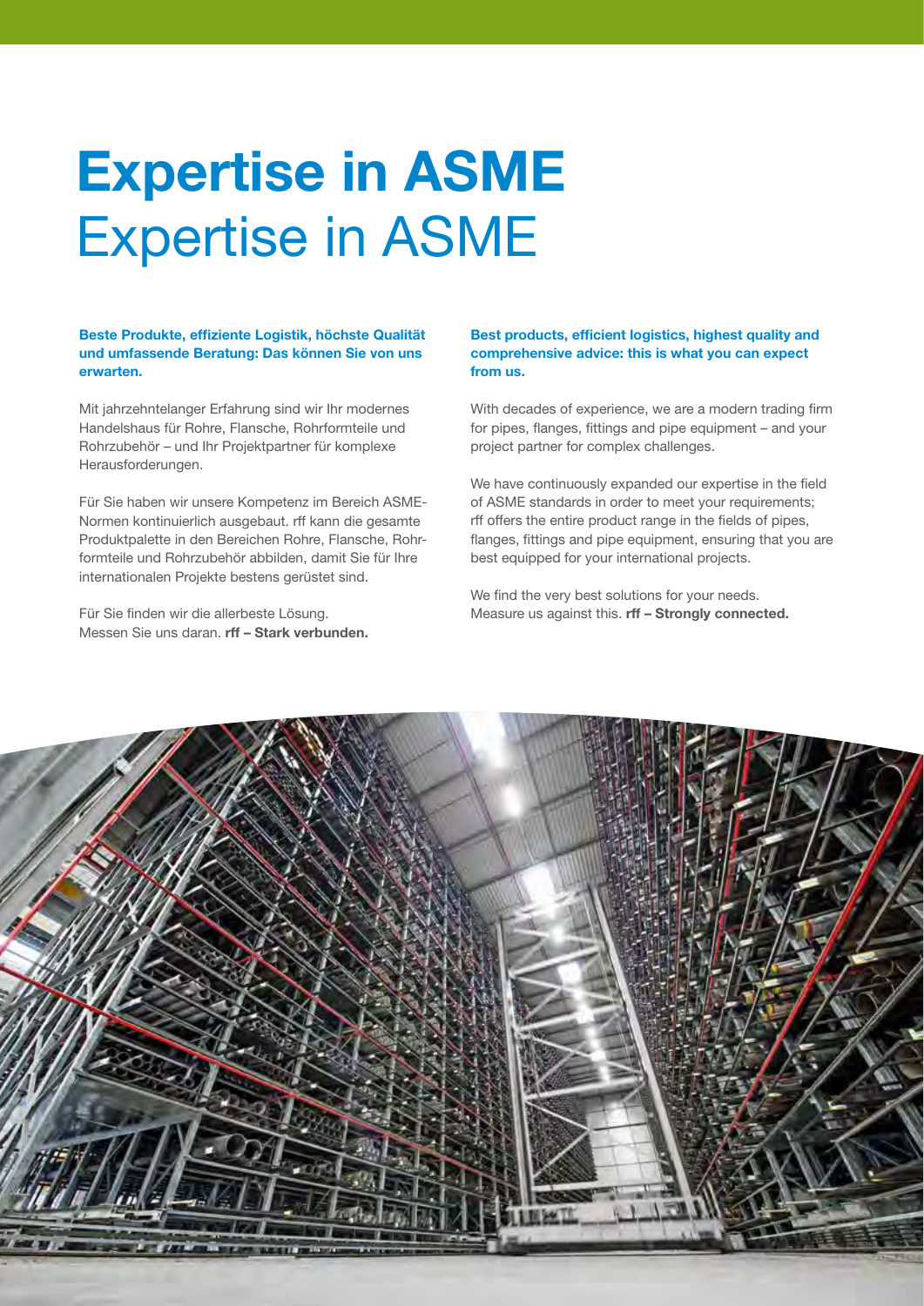# Expertise in ASME

## Expertise in ASME

**Beste Produkte, effiziente Logistik, höchste Qualität und umfassende Beratung: Das können Sie von uns erwarten.**

Mit jahrzehntelanger Erfahrung sind wir Ihr modernes Handelshaus für Rohre, Flansche, Rohrformteile und Rohrzubehör – und Ihr Projektpartner für komplexe Herausforderungen.

Für Sie haben wir unsere Kompetenz im Bereich ASME-Normen kontinuierlich ausgebaut. rff kann die gesamte Produktpalette in den Bereichen Rohre, Flansche, Rohrformteile und Rohrzubehör abbilden, damit Sie für Ihre internationalen Projekte bestens gerüstet sind.

Für Sie finden wir die allerbeste Lösung.
Messen Sie uns daran. **rff – Stark verbunden.**

**Best products, efficient logistics, highest quality and comprehensive advice: this is what you can expect from us.**

With decades of experience, we are a modern trading firm for pipes, flanges, fittings and pipe equipment – and your project partner for complex challenges.

We have continuously expanded our expertise in the field of ASME standards in order to meet your requirements; rff offers the entire product range in the fields of pipes, flanges, fittings and pipe equipment, ensuring that you are best equipped for your international projects.

We find the very best solutions for your needs.
Measure us against this. **rff – Strongly connected.**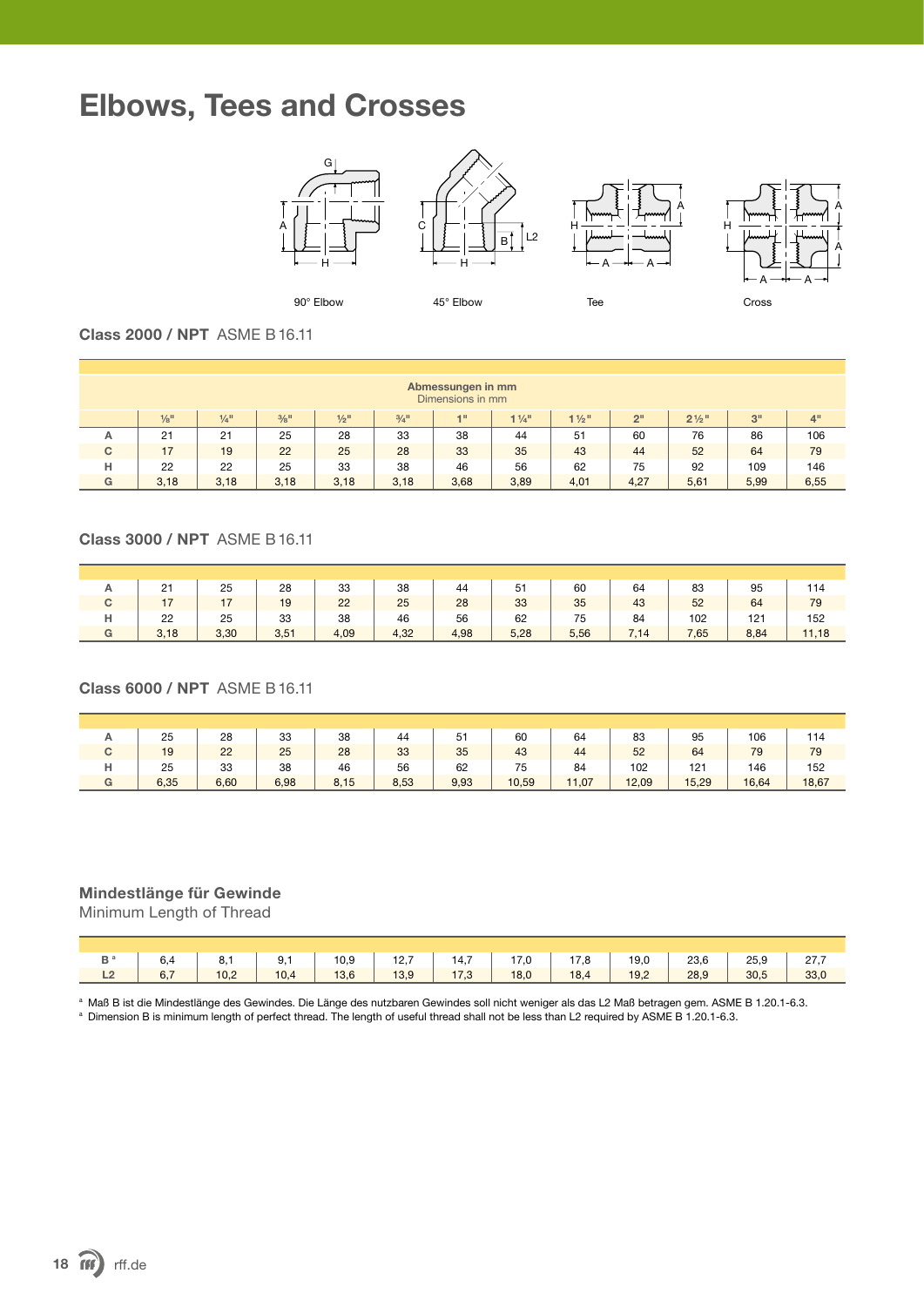# Elbows, Tees and Crosses

90° Elbow    45° Elbow    Tee    Cross

## Class 2000 / NPT ASME B 16.11

| | Abmessungen in mm<br>Dimensions in mm | | | | | | | | | | | |
|---|---|---|---|---|---|---|---|---|---|---|---|---|
| | ⅛" | ¼" | ⅜" | ½" | ¾" | 1" | 1 ¼" | 1 ½" | 2" | 2 ½" | 3" | 4" |
| A | 21 | 21 | 25 | 28 | 33 | 38 | 44 | 51 | 60 | 76 | 86 | 106 |
| C | 17 | 19 | 22 | 25 | 28 | 33 | 35 | 43 | 44 | 52 | 64 | 79 |
| H | 22 | 22 | 25 | 33 | 38 | 46 | 56 | 62 | 75 | 92 | 109 | 146 |
| G | 3,18 | 3,18 | 3,18 | 3,18 | 3,18 | 3,68 | 3,89 | 4,01 | 4,27 | 5,61 | 5,99 | 6,55 |

## Class 3000 / NPT ASME B 16.11

| | | | | | | | | | | | | |
|---|---|---|---|---|---|---|---|---|---|---|---|---|
| A | 21 | 25 | 28 | 33 | 38 | 44 | 51 | 60 | 64 | 83 | 95 | 114 |
| C | 17 | 17 | 19 | 22 | 25 | 28 | 33 | 35 | 43 | 52 | 64 | 79 |
| H | 22 | 25 | 33 | 38 | 46 | 56 | 62 | 75 | 84 | 102 | 121 | 152 |
| G | 3,18 | 3,30 | 3,51 | 4,09 | 4,32 | 4,98 | 5,28 | 5,56 | 7,14 | 7,65 | 8,84 | 11,18 |

## Class 6000 / NPT ASME B 16.11

| | | | | | | | | | | | | |
|---|---|---|---|---|---|---|---|---|---|---|---|---|
| A | 25 | 28 | 33 | 38 | 44 | 51 | 60 | 64 | 83 | 95 | 106 | 114 |
| C | 19 | 22 | 25 | 28 | 33 | 35 | 43 | 44 | 52 | 64 | 79 | 79 |
| H | 25 | 33 | 38 | 46 | 56 | 62 | 75 | 84 | 102 | 121 | 146 | 152 |
| G | 6,35 | 6,60 | 6,98 | 8,15 | 8,53 | 9,93 | 10,59 | 11,07 | 12,09 | 15,29 | 16,64 | 18,67 |

## Mindestlänge für Gewinde

Minimum Length of Thread

| | | | | | | | | | | | | |
|---|---|---|---|---|---|---|---|---|---|---|---|---|
| B [a] | 6,4 | 8,1 | 9,1 | 10,9 | 12,7 | 14,7 | 17,0 | 17,8 | 19,0 | 23,6 | 25,9 | 27,7 |
| L2 | 6,7 | 10,2 | 10,4 | 13,6 | 13,9 | 17,3 | 18,0 | 18,4 | 19,2 | 28,9 | 30,5 | 33,0 |

[a] Maß B ist die Mindestlänge des Gewindes. Die Länge des nutzbaren Gewindes soll nicht weniger als das L2 Maß betragen gem. ASME B 1.20.1-6.3.
[a] Dimension B is minimum length of perfect thread. The length of useful thread shall not be less than L2 required by ASME B 1.20.1-6.3.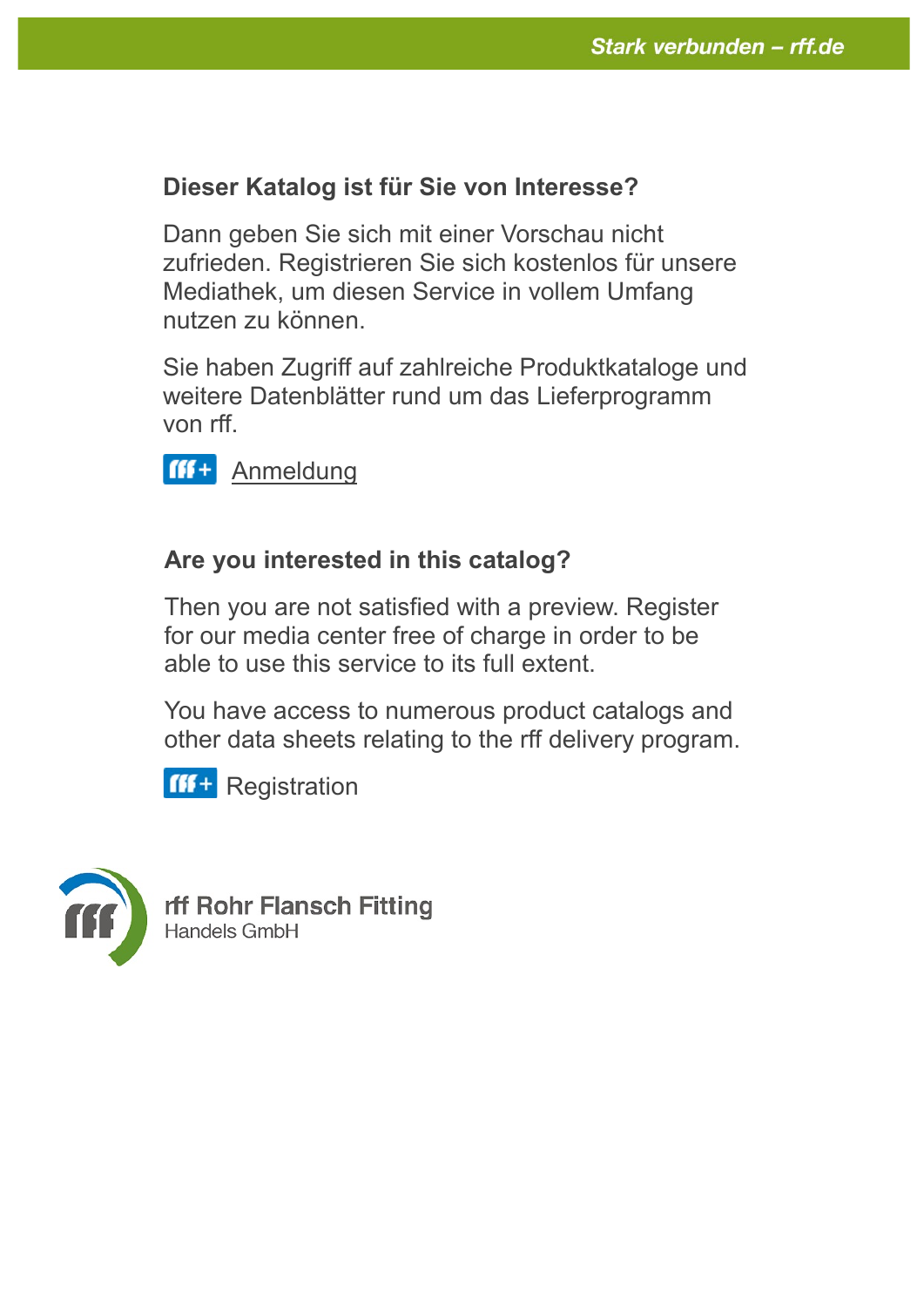## Dieser Katalog ist für Sie von Interesse?

Dann geben Sie sich mit einer Vorschau nicht zufrieden. Registrieren Sie sich kostenlos für unsere Mediathek, um diesen Service in vollem Umfang nutzen zu können.

Sie haben Zugriff auf zahlreiche Produktkataloge und weitere Datenblätter rund um das Lieferprogramm von rff.

rff+ Anmeldung

## Are you interested in this catalog?

Then you are not satisfied with a preview. Register for our media center free of charge in order to be able to use this service to its full extent.

You have access to numerous product catalogs and other data sheets relating to the rff delivery program.

rff+ Registration

rff Rohr Flansch Fitting
Handels GmbH